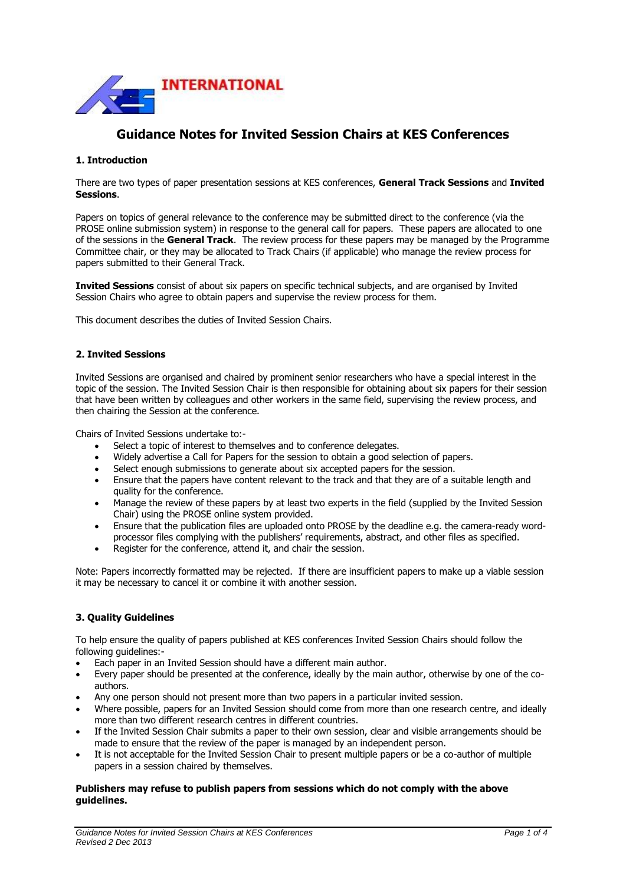# Guidance Notes for Invited Session Chairs at KES Conferences

## 1. Introduction

There are two types of paper presentation sessions at KES conferences, **General Track Sessions** and **Invited Sessions**.

Papers on topics of general relevance to the conference may be submitted direct to the conference (via the PROSE online submission system) in response to the general call for papers. These papers are allocated to one of the sessions in the **General Track**. The review process for these papers may be managed by the Programme Committee chair, or they may be allocated to Track Chairs (if applicable) who manage the review process for papers submitted to their General Track.

**Invited Sessions** consist of about six papers on specific technical subjects, and are organised by Invited Session Chairs who agree to obtain papers and supervise the review process for them.

This document describes the duties of Invited Session Chairs.

## 2. Invited Sessions

Invited Sessions are organised and chaired by prominent senior researchers who have a special interest in the topic of the session. The Invited Session Chair is then responsible for obtaining about six papers for their session that have been written by colleagues and other workers in the same field, supervising the review process, and then chairing the Session at the conference.

Chairs of Invited Sessions undertake to:-

- Select a topic of interest to themselves and to conference delegates.
- Widely advertise a Call for Papers for the session to obtain a good selection of papers.
- Select enough submissions to generate about six accepted papers for the session.
- Ensure that the papers have content relevant to the track and that they are of a suitable length and quality for the conference.
- Manage the review of these papers by at least two experts in the field (supplied by the Invited Session Chair) using the PROSE online system provided.
- Ensure that the publication files are uploaded onto PROSE by the deadline e.g. the camera-ready word-processor files complying with the publishers' requirements, abstract, and other files as specified.
- Register for the conference, attend it, and chair the session.

Note: Papers incorrectly formatted may be rejected. If there are insufficient papers to make up a viable session it may be necessary to cancel it or combine it with another session.

## 3. Quality Guidelines

To help ensure the quality of papers published at KES conferences Invited Session Chairs should follow the following guidelines:-

- Each paper in an Invited Session should have a different main author.
- Every paper should be presented at the conference, ideally by the main author, otherwise by one of the co-authors.
- Any one person should not present more than two papers in a particular invited session.
- Where possible, papers for an Invited Session should come from more than one research centre, and ideally more than two different research centres in different countries.
- If the Invited Session Chair submits a paper to their own session, clear and visible arrangements should be made to ensure that the review of the paper is managed by an independent person.
- It is not acceptable for the Invited Session Chair to present multiple papers or be a co-author of multiple papers in a session chaired by themselves.

**Publishers may refuse to publish papers from sessions which do not comply with the above guidelines.**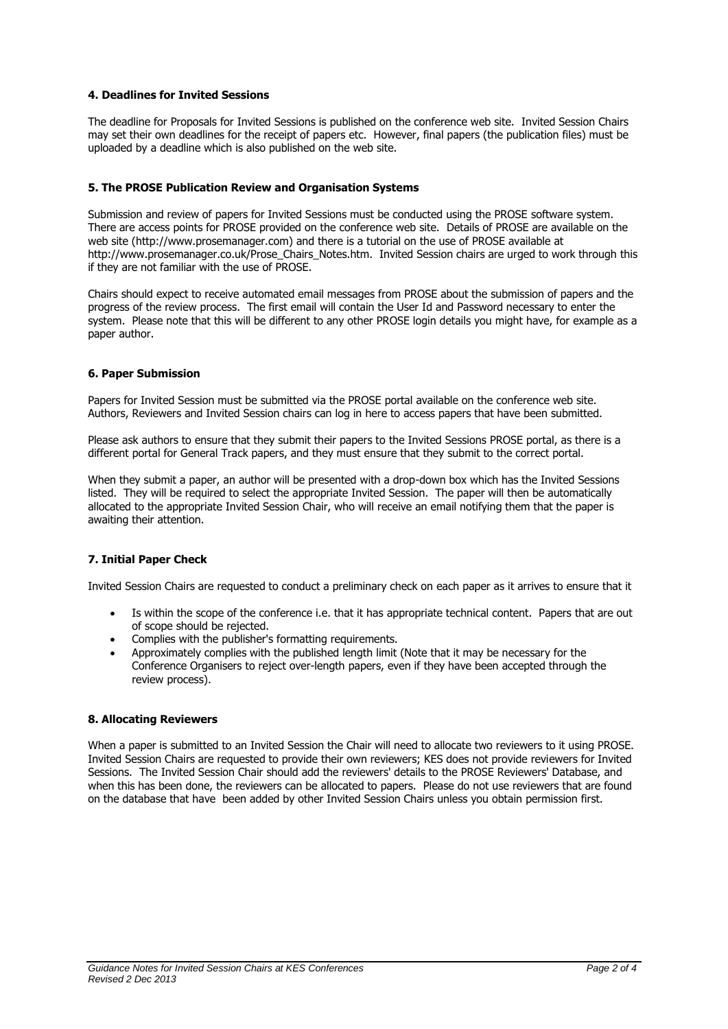#### 4. Deadlines for Invited Sessions

The deadline for Proposals for Invited Sessions is published on the conference web site. Invited Session Chairs may set their own deadlines for the receipt of papers etc. However, final papers (the publication files) must be uploaded by a deadline which is also published on the web site.

#### 5. The PROSE Publication Review and Organisation Systems

Submission and review of papers for Invited Sessions must be conducted using the PROSE software system. There are access points for PROSE provided on the conference web site. Details of PROSE are available on the web site (http://www.prosemanager.com) and there is a tutorial on the use of PROSE available at http://www.prosemanager.co.uk/Prose_Chairs_Notes.htm. Invited Session chairs are urged to work through this if they are not familiar with the use of PROSE.

Chairs should expect to receive automated email messages from PROSE about the submission of papers and the progress of the review process. The first email will contain the User Id and Password necessary to enter the system. Please note that this will be different to any other PROSE login details you might have, for example as a paper author.

#### 6. Paper Submission

Papers for Invited Session must be submitted via the PROSE portal available on the conference web site. Authors, Reviewers and Invited Session chairs can log in here to access papers that have been submitted.

Please ask authors to ensure that they submit their papers to the Invited Sessions PROSE portal, as there is a different portal for General Track papers, and they must ensure that they submit to the correct portal.

When they submit a paper, an author will be presented with a drop-down box which has the Invited Sessions listed. They will be required to select the appropriate Invited Session. The paper will then be automatically allocated to the appropriate Invited Session Chair, who will receive an email notifying them that the paper is awaiting their attention.

#### 7. Initial Paper Check

Invited Session Chairs are requested to conduct a preliminary check on each paper as it arrives to ensure that it

- Is within the scope of the conference i.e. that it has appropriate technical content. Papers that are out of scope should be rejected.
- Complies with the publisher's formatting requirements.
- Approximately complies with the published length limit (Note that it may be necessary for the Conference Organisers to reject over-length papers, even if they have been accepted through the review process).

#### 8. Allocating Reviewers

When a paper is submitted to an Invited Session the Chair will need to allocate two reviewers to it using PROSE. Invited Session Chairs are requested to provide their own reviewers; KES does not provide reviewers for Invited Sessions. The Invited Session Chair should add the reviewers' details to the PROSE Reviewers' Database, and when this has been done, the reviewers can be allocated to papers. Please do not use reviewers that are found on the database that have been added by other Invited Session Chairs unless you obtain permission first.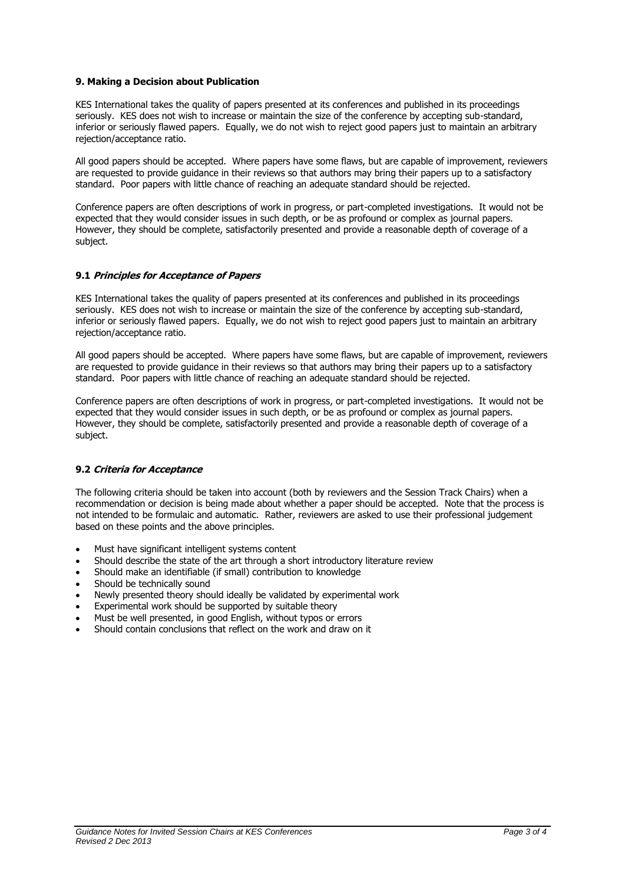### 9. Making a Decision about Publication

KES International takes the quality of papers presented at its conferences and published in its proceedings seriously. KES does not wish to increase or maintain the size of the conference by accepting sub-standard, inferior or seriously flawed papers. Equally, we do not wish to reject good papers just to maintain an arbitrary rejection/acceptance ratio.

All good papers should be accepted. Where papers have some flaws, but are capable of improvement, reviewers are requested to provide guidance in their reviews so that authors may bring their papers up to a satisfactory standard. Poor papers with little chance of reaching an adequate standard should be rejected.

Conference papers are often descriptions of work in progress, or part-completed investigations. It would not be expected that they would consider issues in such depth, or be as profound or complex as journal papers. However, they should be complete, satisfactorily presented and provide a reasonable depth of coverage of a subject.

#### 9.1 *Principles for Acceptance of Papers*

KES International takes the quality of papers presented at its conferences and published in its proceedings seriously. KES does not wish to increase or maintain the size of the conference by accepting sub-standard, inferior or seriously flawed papers. Equally, we do not wish to reject good papers just to maintain an arbitrary rejection/acceptance ratio.

All good papers should be accepted. Where papers have some flaws, but are capable of improvement, reviewers are requested to provide guidance in their reviews so that authors may bring their papers up to a satisfactory standard. Poor papers with little chance of reaching an adequate standard should be rejected.

Conference papers are often descriptions of work in progress, or part-completed investigations. It would not be expected that they would consider issues in such depth, or be as profound or complex as journal papers. However, they should be complete, satisfactorily presented and provide a reasonable depth of coverage of a subject.

#### 9.2 *Criteria for Acceptance*

The following criteria should be taken into account (both by reviewers and the Session Track Chairs) when a recommendation or decision is being made about whether a paper should be accepted. Note that the process is not intended to be formulaic and automatic. Rather, reviewers are asked to use their professional judgement based on these points and the above principles.

- Must have significant intelligent systems content
- Should describe the state of the art through a short introductory literature review
- Should make an identifiable (if small) contribution to knowledge
- Should be technically sound
- Newly presented theory should ideally be validated by experimental work
- Experimental work should be supported by suitable theory
- Must be well presented, in good English, without typos or errors
- Should contain conclusions that reflect on the work and draw on it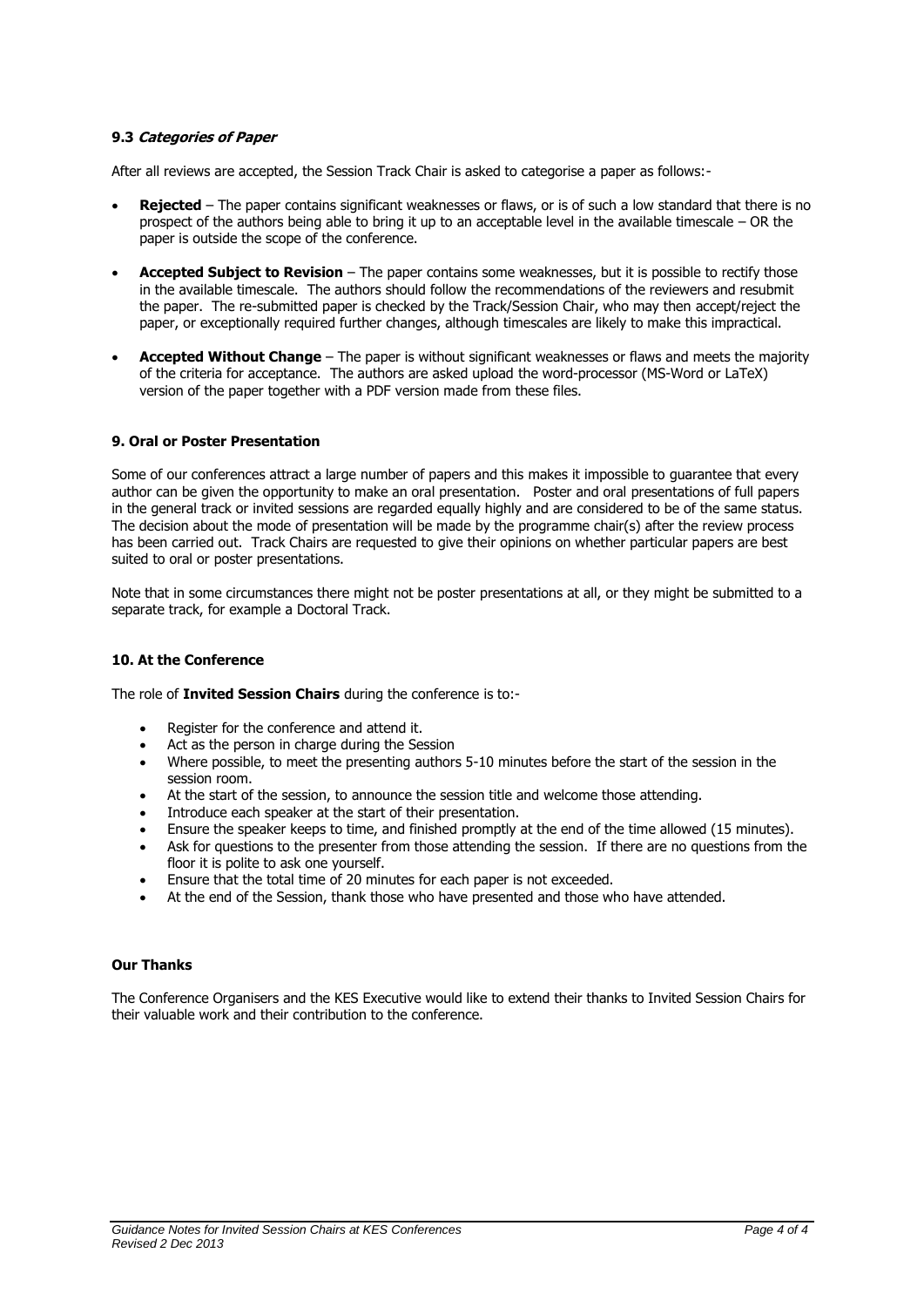### 9.3 *Categories of Paper*

After all reviews are accepted, the Session Track Chair is asked to categorise a paper as follows:-

- **Rejected** – The paper contains significant weaknesses or flaws, or is of such a low standard that there is no prospect of the authors being able to bring it up to an acceptable level in the available timescale – OR the paper is outside the scope of the conference.
- **Accepted Subject to Revision** – The paper contains some weaknesses, but it is possible to rectify those in the available timescale. The authors should follow the recommendations of the reviewers and resubmit the paper. The re-submitted paper is checked by the Track/Session Chair, who may then accept/reject the paper, or exceptionally required further changes, although timescales are likely to make this impractical.
- **Accepted Without Change** – The paper is without significant weaknesses or flaws and meets the majority of the criteria for acceptance. The authors are asked upload the word-processor (MS-Word or LaTeX) version of the paper together with a PDF version made from these files.

### 9. Oral or Poster Presentation

Some of our conferences attract a large number of papers and this makes it impossible to guarantee that every author can be given the opportunity to make an oral presentation. Poster and oral presentations of full papers in the general track or invited sessions are regarded equally highly and are considered to be of the same status. The decision about the mode of presentation will be made by the programme chair(s) after the review process has been carried out. Track Chairs are requested to give their opinions on whether particular papers are best suited to oral or poster presentations.

Note that in some circumstances there might not be poster presentations at all, or they might be submitted to a separate track, for example a Doctoral Track.

### 10. At the Conference

The role of **Invited Session Chairs** during the conference is to:-

- Register for the conference and attend it.
- Act as the person in charge during the Session
- Where possible, to meet the presenting authors 5-10 minutes before the start of the session in the session room.
- At the start of the session, to announce the session title and welcome those attending.
- Introduce each speaker at the start of their presentation.
- Ensure the speaker keeps to time, and finished promptly at the end of the time allowed (15 minutes).
- Ask for questions to the presenter from those attending the session. If there are no questions from the floor it is polite to ask one yourself.
- Ensure that the total time of 20 minutes for each paper is not exceeded.
- At the end of the Session, thank those who have presented and those who have attended.

### Our Thanks

The Conference Organisers and the KES Executive would like to extend their thanks to Invited Session Chairs for their valuable work and their contribution to the conference.